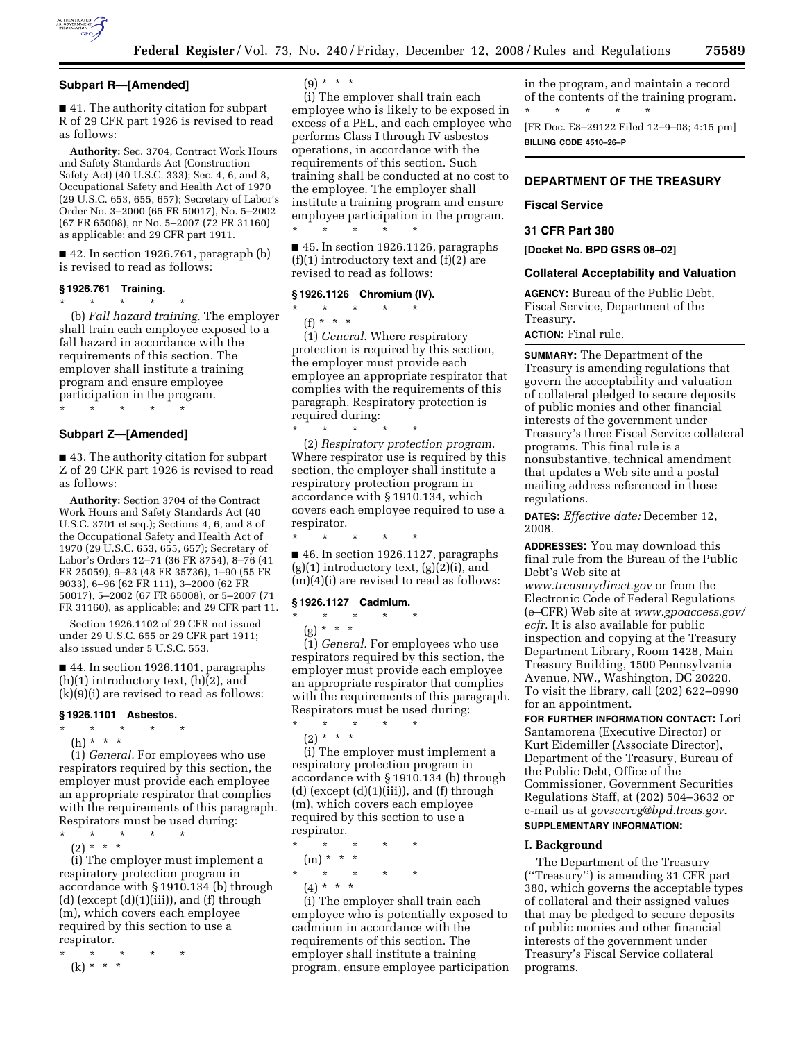## Subpart R—[Amended]

■ 41. The authority citation for subpart R of 29 CFR part 1926 is revised to read as follows:

**Authority:** Sec. 3704, Contract Work Hours and Safety Standards Act (Construction Safety Act) (40 U.S.C. 333); Sec. 4, 6, and 8, Occupational Safety and Health Act of 1970 (29 U.S.C. 653, 655, 657); Secretary of Labor's Order No. 3–2000 (65 FR 50017), No. 5–2002 (67 FR 65008), or No. 5–2007 (72 FR 31160) as applicable; and 29 CFR part 1911.

■ 42. In section 1926.761, paragraph (b) is revised to read as follows:

### § 1926.761 Training.

\* \* \* \* \*

(b) *Fall hazard training.* The employer shall train each employee exposed to a fall hazard in accordance with the requirements of this section. The employer shall institute a training program and ensure employee participation in the program.

\* \* \* \* \*

## Subpart Z—[Amended]

■ 43. The authority citation for subpart Z of 29 CFR part 1926 is revised to read as follows:

**Authority:** Section 3704 of the Contract Work Hours and Safety Standards Act (40 U.S.C. 3701 et seq.); Sections 4, 6, and 8 of the Occupational Safety and Health Act of 1970 (29 U.S.C. 653, 655, 657); Secretary of Labor's Orders 12–71 (36 FR 8754), 8–76 (41 FR 25059), 9–83 (48 FR 35736), 1–90 (55 FR 9033), 6–96 (62 FR 111), 3–2000 (62 FR 50017), 5–2002 (67 FR 65008), or 5–2007 (71 FR 31160), as applicable; and 29 CFR part 11.

Section 1926.1102 of 29 CFR not issued under 29 U.S.C. 655 or 29 CFR part 1911; also issued under 5 U.S.C. 553.

■ 44. In section 1926.1101, paragraphs (h)(1) introductory text, (h)(2), and (k)(9)(i) are revised to read as follows:

### § 1926.1101 Asbestos.

\* \* \* \* \*

(h) \* \* \*

(1) *General.* For employees who use respirators required by this section, the employer must provide each employee an appropriate respirator that complies with the requirements of this paragraph. Respirators must be used during:

\* \* \* \* \*

(2) \* \* \*

(i) The employer must implement a respiratory protection program in accordance with § 1910.134 (b) through (d) (except (d)(1)(iii)), and (f) through (m), which covers each employee required by this section to use a respirator.

\* \* \* \* \*

(k) \* \* \*

(9) \* \* \*

(i) The employer shall train each employee who is likely to be exposed in excess of a PEL, and each employee who performs Class I through IV asbestos operations, in accordance with the requirements of this section. Such training shall be conducted at no cost to the employee. The employer shall institute a training program and ensure employee participation in the program.

\* \* \* \* \*

■ 45. In section 1926.1126, paragraphs (f)(1) introductory text and (f)(2) are revised to read as follows:

### § 1926.1126 Chromium (IV).

\* \* \* \* \*

(f) \* \* \*

(1) *General.* Where respiratory protection is required by this section, the employer must provide each employee an appropriate respirator that complies with the requirements of this paragraph. Respiratory protection is required during:

\* \* \* \* \*

(2) *Respiratory protection program.* Where respirator use is required by this section, the employer shall institute a respiratory protection program in accordance with § 1910.134, which covers each employee required to use a respirator.

\* \* \* \* \*

■ 46. In section 1926.1127, paragraphs (g)(1) introductory text, (g)(2)(i), and (m)(4)(i) are revised to read as follows:

### § 1926.1127 Cadmium.

\* \* \* \* \*

(g) \* \* \*

(1) *General.* For employees who use respirators required by this section, the employer must provide each employee an appropriate respirator that complies with the requirements of this paragraph. Respirators must be used during:

\* \* \* \* \*

(2) \* \* \*

(i) The employer must implement a respiratory protection program in accordance with § 1910.134 (b) through (d) (except (d)(1)(iii)), and (f) through (m), which covers each employee required by this section to use a respirator.

\* \* \* \* \*

(m) \* \* \*

\* \* \* \* \*

(4) \* \* \*

(i) The employer shall train each employee who is potentially exposed to cadmium in accordance with the requirements of this section. The employer shall institute a training program, ensure employee participation in the program, and maintain a record of the contents of the training program.

\* \* \* \* \*

[FR Doc. E8–29122 Filed 12–9–08; 4:15 pm]

**BILLING CODE 4510–26–P**

---

## DEPARTMENT OF THE TREASURY

## Fiscal Service

## 31 CFR Part 380

**[Docket No. BPD GSRS 08–02]**

## Collateral Acceptability and Valuation

**AGENCY:** Bureau of the Public Debt, Fiscal Service, Department of the Treasury.

**ACTION:** Final rule.

**SUMMARY:** The Department of the Treasury is amending regulations that govern the acceptability and valuation of collateral pledged to secure deposits of public monies and other financial interests of the government under Treasury's three Fiscal Service collateral programs. This final rule is a nonsubstantive, technical amendment that updates a Web site and a postal mailing address referenced in those regulations.

**DATES:** *Effective date:* December 12, 2008.

**ADDRESSES:** You may download this final rule from the Bureau of the Public Debt's Web site at *www.treasurydirect.gov* or from the Electronic Code of Federal Regulations (e–CFR) Web site at *www.gpoaccess.gov/ecfr*. It is also available for public inspection and copying at the Treasury Department Library, Room 1428, Main Treasury Building, 1500 Pennsylvania Avenue, NW., Washington, DC 20220. To visit the library, call (202) 622–0990 for an appointment.

**FOR FURTHER INFORMATION CONTACT:** Lori Santamorena (Executive Director) or Kurt Eidemiller (Associate Director), Department of the Treasury, Bureau of the Public Debt, Office of the Commissioner, Government Securities Regulations Staff, at (202) 504–3632 or e-mail us at *govsecreg@bpd.treas.gov*.

**SUPPLEMENTARY INFORMATION:**

### I. Background

The Department of the Treasury (''Treasury'') is amending 31 CFR part 380, which governs the acceptable types of collateral and their assigned values that may be pledged to secure deposits of public monies and other financial interests of the government under Treasury's Fiscal Service collateral programs.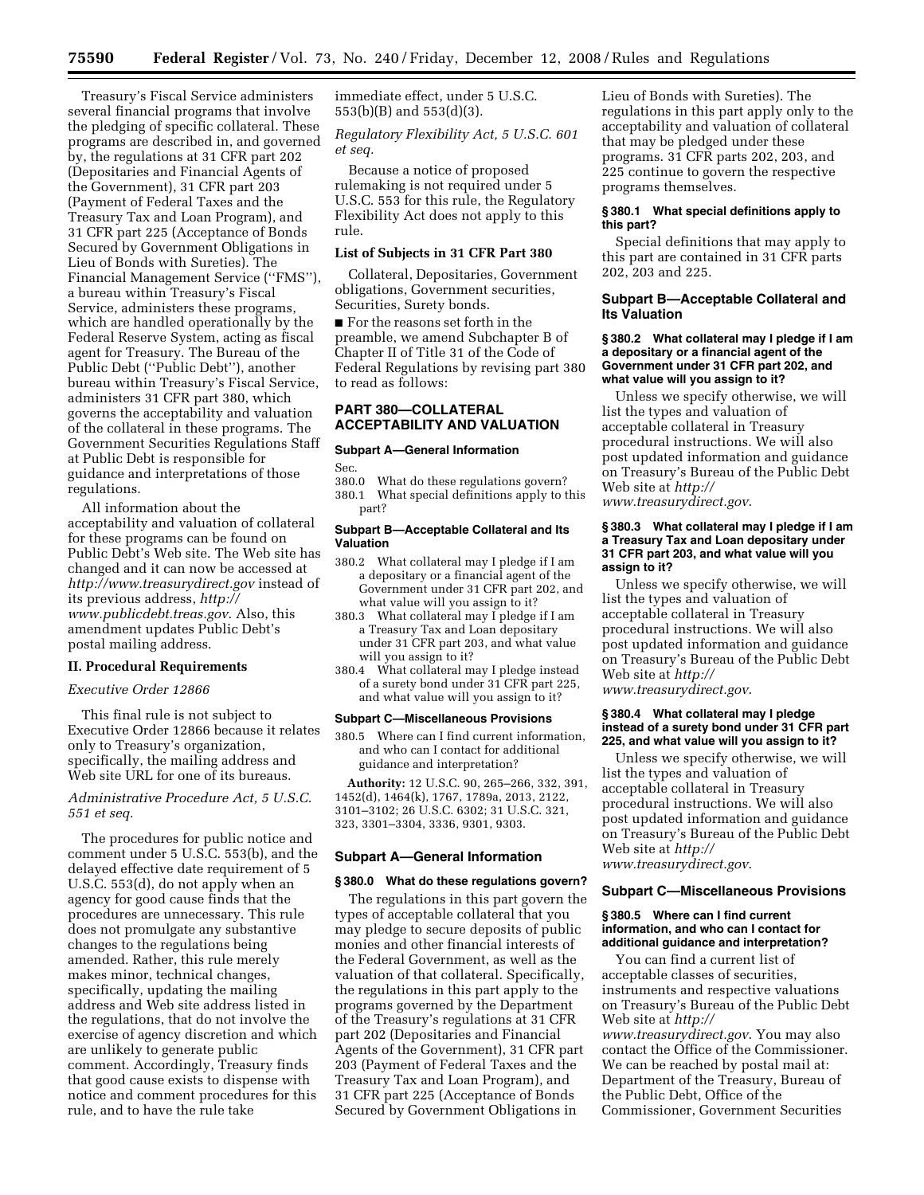Treasury's Fiscal Service administers several financial programs that involve the pledging of specific collateral. These programs are described in, and governed by, the regulations at 31 CFR part 202 (Depositaries and Financial Agents of the Government), 31 CFR part 203 (Payment of Federal Taxes and the Treasury Tax and Loan Program), and 31 CFR part 225 (Acceptance of Bonds Secured by Government Obligations in Lieu of Bonds with Sureties). The Financial Management Service (''FMS''), a bureau within Treasury's Fiscal Service, administers these programs, which are handled operationally by the Federal Reserve System, acting as fiscal agent for Treasury. The Bureau of the Public Debt (''Public Debt''), another bureau within Treasury's Fiscal Service, administers 31 CFR part 380, which governs the acceptability and valuation of the collateral in these programs. The Government Securities Regulations Staff at Public Debt is responsible for guidance and interpretations of those regulations.

All information about the acceptability and valuation of collateral for these programs can be found on Public Debt's Web site. The Web site has changed and it can now be accessed at *http://www.treasurydirect.gov* instead of its previous address, *http://www.publicdebt.treas.gov*. Also, this amendment updates Public Debt's postal mailing address.

## II. Procedural Requirements

*Executive Order 12866*

This final rule is not subject to Executive Order 12866 because it relates only to Treasury's organization, specifically, the mailing address and Web site URL for one of its bureaus.

*Administrative Procedure Act, 5 U.S.C. 551 et seq.*

The procedures for public notice and comment under 5 U.S.C. 553(b), and the delayed effective date requirement of 5 U.S.C. 553(d), do not apply when an agency for good cause finds that the procedures are unnecessary. This rule does not promulgate any substantive changes to the regulations being amended. Rather, this rule merely makes minor, technical changes, specifically, updating the mailing address and Web site address listed in the regulations, that do not involve the exercise of agency discretion and which are unlikely to generate public comment. Accordingly, Treasury finds that good cause exists to dispense with notice and comment procedures for this rule, and to have the rule take immediate effect, under 5 U.S.C. 553(b)(B) and 553(d)(3).

*Regulatory Flexibility Act, 5 U.S.C. 601 et seq.*

Because a notice of proposed rulemaking is not required under 5 U.S.C. 553 for this rule, the Regulatory Flexibility Act does not apply to this rule.

### List of Subjects in 31 CFR Part 380

Collateral, Depositaries, Government obligations, Government securities, Securities, Surety bonds.

■ For the reasons set forth in the preamble, we amend Subchapter B of Chapter II of Title 31 of the Code of Federal Regulations by revising part 380 to read as follows:

## PART 380—COLLATERAL ACCEPTABILITY AND VALUATION

**Subpart A—General Information**

Sec.
380.0 What do these regulations govern?
380.1 What special definitions apply to this part?

**Subpart B—Acceptable Collateral and Its Valuation**

380.2 What collateral may I pledge if I am a depositary or a financial agent of the Government under 31 CFR part 202, and what value will you assign to it?
380.3 What collateral may I pledge if I am a Treasury Tax and Loan depositary under 31 CFR part 203, and what value will you assign to it?
380.4 What collateral may I pledge instead of a surety bond under 31 CFR part 225, and what value will you assign to it?

**Subpart C—Miscellaneous Provisions**

380.5 Where can I find current information, and who can I contact for additional guidance and interpretation?

**Authority:** 12 U.S.C. 90, 265–266, 332, 391, 1452(d), 1464(k), 1767, 1789a, 2013, 2122, 3101–3102; 26 U.S.C. 6302; 31 U.S.C. 321, 323, 3301–3304, 3336, 9301, 9303.

### Subpart A—General Information

#### § 380.0 What do these regulations govern?

The regulations in this part govern the types of acceptable collateral that you may pledge to secure deposits of public monies and other financial interests of the Federal Government, as well as the valuation of that collateral. Specifically, the regulations in this part apply to the programs governed by the Department of the Treasury's regulations at 31 CFR part 202 (Depositaries and Financial Agents of the Government), 31 CFR part 203 (Payment of Federal Taxes and the Treasury Tax and Loan Program), and 31 CFR part 225 (Acceptance of Bonds Secured by Government Obligations in Lieu of Bonds with Sureties). The regulations in this part apply only to the acceptability and valuation of collateral that may be pledged under these programs. 31 CFR parts 202, 203, and 225 continue to govern the respective programs themselves.

#### § 380.1 What special definitions apply to this part?

Special definitions that may apply to this part are contained in 31 CFR parts 202, 203 and 225.

### Subpart B—Acceptable Collateral and Its Valuation

#### § 380.2 What collateral may I pledge if I am a depositary or a financial agent of the Government under 31 CFR part 202, and what value will you assign to it?

Unless we specify otherwise, we will list the types and valuation of acceptable collateral in Treasury procedural instructions. We will also post updated information and guidance on Treasury's Bureau of the Public Debt Web site at *http://www.treasurydirect.gov*.

#### § 380.3 What collateral may I pledge if I am a Treasury Tax and Loan depositary under 31 CFR part 203, and what value will you assign to it?

Unless we specify otherwise, we will list the types and valuation of acceptable collateral in Treasury procedural instructions. We will also post updated information and guidance on Treasury's Bureau of the Public Debt Web site at *http://www.treasurydirect.gov*.

#### § 380.4 What collateral may I pledge instead of a surety bond under 31 CFR part 225, and what value will you assign to it?

Unless we specify otherwise, we will list the types and valuation of acceptable collateral in Treasury procedural instructions. We will also post updated information and guidance on Treasury's Bureau of the Public Debt Web site at *http://www.treasurydirect.gov*.

### Subpart C—Miscellaneous Provisions

#### § 380.5 Where can I find current information, and who can I contact for additional guidance and interpretation?

You can find a current list of acceptable classes of securities, instruments and respective valuations on Treasury's Bureau of the Public Debt Web site at *http://www.treasurydirect.gov*. You may also contact the Office of the Commissioner. We can be reached by postal mail at: Department of the Treasury, Bureau of the Public Debt, Office of the Commissioner, Government Securities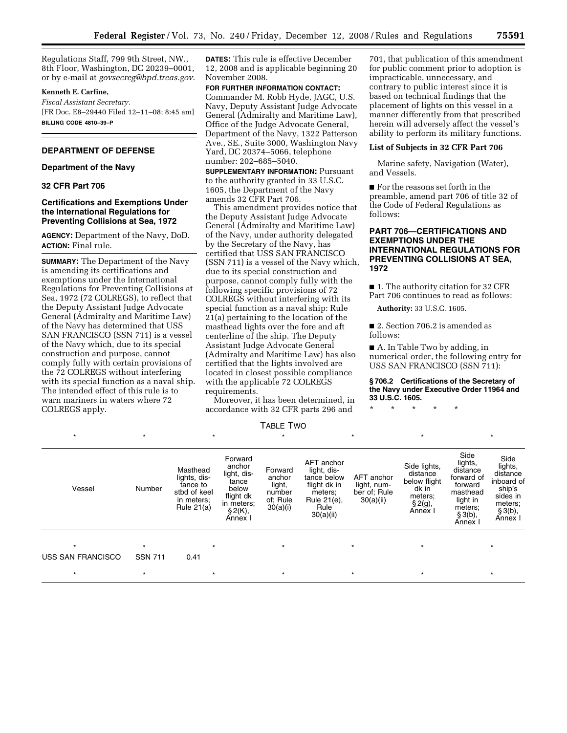Regulations Staff, 799 9th Street, NW., 8th Floor, Washington, DC 20239–0001, or by e-mail at *govsecreg@bpd.treas.gov*.

**Kenneth E. Carfine,**

*Fiscal Assistant Secretary.*

[FR Doc. E8–29440 Filed 12–11–08; 8:45 am]

**BILLING CODE 4810–39–P**

## DEPARTMENT OF DEFENSE

### Department of the Navy

### 32 CFR Part 706

### Certifications and Exemptions Under the International Regulations for Preventing Collisions at Sea, 1972

**AGENCY:** Department of the Navy, DoD.

**ACTION:** Final rule.

**SUMMARY:** The Department of the Navy is amending its certifications and exemptions under the International Regulations for Preventing Collisions at Sea, 1972 (72 COLREGS), to reflect that the Deputy Assistant Judge Advocate General (Admiralty and Maritime Law) of the Navy has determined that USS SAN FRANCISCO (SSN 711) is a vessel of the Navy which, due to its special construction and purpose, cannot comply fully with certain provisions of the 72 COLREGS without interfering with its special function as a naval ship. The intended effect of this rule is to warn mariners in waters where 72 COLREGS apply.

**DATES:** This rule is effective December 12, 2008 and is applicable beginning 20 November 2008.

**FOR FURTHER INFORMATION CONTACT:** Commander M. Robb Hyde, JAGC, U.S. Navy, Deputy Assistant Judge Advocate General (Admiralty and Maritime Law), Office of the Judge Advocate General, Department of the Navy, 1322 Patterson Ave., SE., Suite 3000, Washington Navy Yard, DC 20374–5066, telephone number: 202–685–5040.

**SUPPLEMENTARY INFORMATION:** Pursuant to the authority granted in 33 U.S.C. 1605, the Department of the Navy amends 32 CFR Part 706.

This amendment provides notice that the Deputy Assistant Judge Advocate General (Admiralty and Maritime Law) of the Navy, under authority delegated by the Secretary of the Navy, has certified that USS SAN FRANCISCO (SSN 711) is a vessel of the Navy which, due to its special construction and purpose, cannot comply fully with the following specific provisions of 72 COLREGS without interfering with its special function as a naval ship: Rule 21(a) pertaining to the location of the masthead lights over the fore and aft centerline of the ship. The Deputy Assistant Judge Advocate General (Admiralty and Maritime Law) has also certified that the lights involved are located in closest possible compliance with the applicable 72 COLREGS requirements.

Moreover, it has been determined, in accordance with 32 CFR parts 296 and 701, that publication of this amendment for public comment prior to adoption is impracticable, unnecessary, and contrary to public interest since it is based on technical findings that the placement of lights on this vessel in a manner differently from that prescribed herein will adversely affect the vessel's ability to perform its military functions.

**List of Subjects in 32 CFR Part 706**

Marine safety, Navigation (Water), and Vessels.

■ For the reasons set forth in the preamble, amend part 706 of title 32 of the Code of Federal Regulations as follows:

### PART 706—CERTIFICATIONS AND EXEMPTIONS UNDER THE INTERNATIONAL REGULATIONS FOR PREVENTING COLLISIONS AT SEA, 1972

■ 1. The authority citation for 32 CFR Part 706 continues to read as follows:

**Authority:** 33 U.S.C. 1605.

■ 2. Section 706.2 is amended as follows:

■ A. In Table Two by adding, in numerical order, the following entry for USS SAN FRANCISCO (SSN 711):

**§ 706.2 Certifications of the Secretary of the Navy under Executive Order 11964 and 33 U.S.C. 1605.**

\* \* \* \* \*

TABLE TWO

\* \* \* \* \* \* \*

| Vessel | Number | Masthead lights, distance to stbd of keel in meters; Rule 21(a) | Forward anchor light, distance below flight dk in meters; § 2(K), Annex I | Forward anchor light, number of; Rule 30(a)(i) | AFT anchor light, distance below flight dk in meters; Rule 21(e), Rule 30(a)(ii) | AFT anchor light, number of; Rule 30(a)(ii) | Side lights, distance below flight dk in meters; § 2(g), Annex I | Side lights, distance forward of forward masthead light in meters; § 3(b), Annex I | Side lights, distance inboard of ship's sides in meters; § 3(b), Annex I |
|---|---|---|---|---|---|---|---|---|---|
| * | * | * | | * | | * | * | | * |
| USS SAN FRANCISCO | SSN 711 | 0.41 | | | | | | | |
| * | * | * | | * | | * | * | | * |